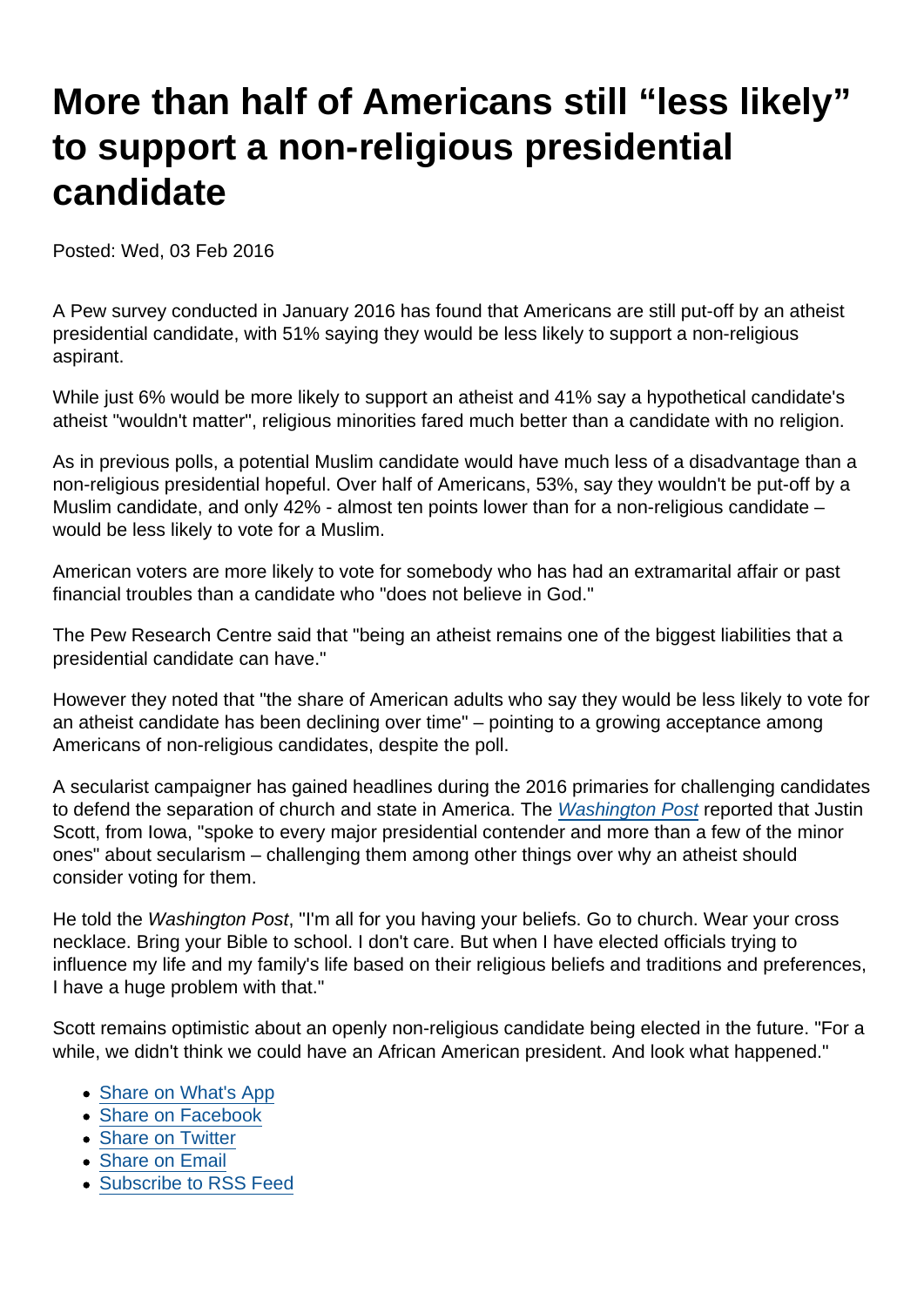# More than half of Americans still “less likely” to support a non-religious presidential candidate

Posted: Wed, 03 Feb 2016

A Pew survey conducted in January 2016 has found that Americans are still put-off by an atheist presidential candidate, with 51% saying they would be less likely to support a non-religious aspirant.

While just 6% would be more likely to support an atheist and 41% say a hypothetical candidate's atheist "wouldn't matter", religious minorities fared much better than a candidate with no religion.

As in previous polls, a potential Muslim candidate would have much less of a disadvantage than a non-religious presidential hopeful. Over half of Americans, 53%, say they wouldn't be put-off by a Muslim candidate, and only 42% - almost ten points lower than for a non-religious candidate – would be less likely to vote for a Muslim.

American voters are more likely to vote for somebody who has had an extramarital affair or past financial troubles than a candidate who "does not believe in God."

The Pew Research Centre said that "being an atheist remains one of the biggest liabilities that a presidential candidate can have."

However they noted that "the share of American adults who say they would be less likely to vote for an atheist candidate has been declining over time" – pointing to a growing acceptance among Americans of non-religious candidates, despite the poll.

A secularist campaigner has gained headlines during the 2016 primaries for challenging candidates to defend the separation of church and state in America. The [Washington Post](#) reported that Justin Scott, from Iowa, "spoke to every major presidential contender and more than a few of the minor ones" about secularism – challenging them among other things over why an atheist should consider voting for them.

He told the *Washington Post*, "I'm all for you having your beliefs. Go to church. Wear your cross necklace. Bring your Bible to school. I don't care. But when I have elected officials trying to influence my life and my family's life based on their religious beliefs and traditions and preferences, I have a huge problem with that."

Scott remains optimistic about an openly non-religious candidate being elected in the future. "For a while, we didn't think we could have an African American president. And look what happened."

- Share on What's App
- Share on Facebook
- Share on Twitter
- Share on Email
- Subscribe to RSS Feed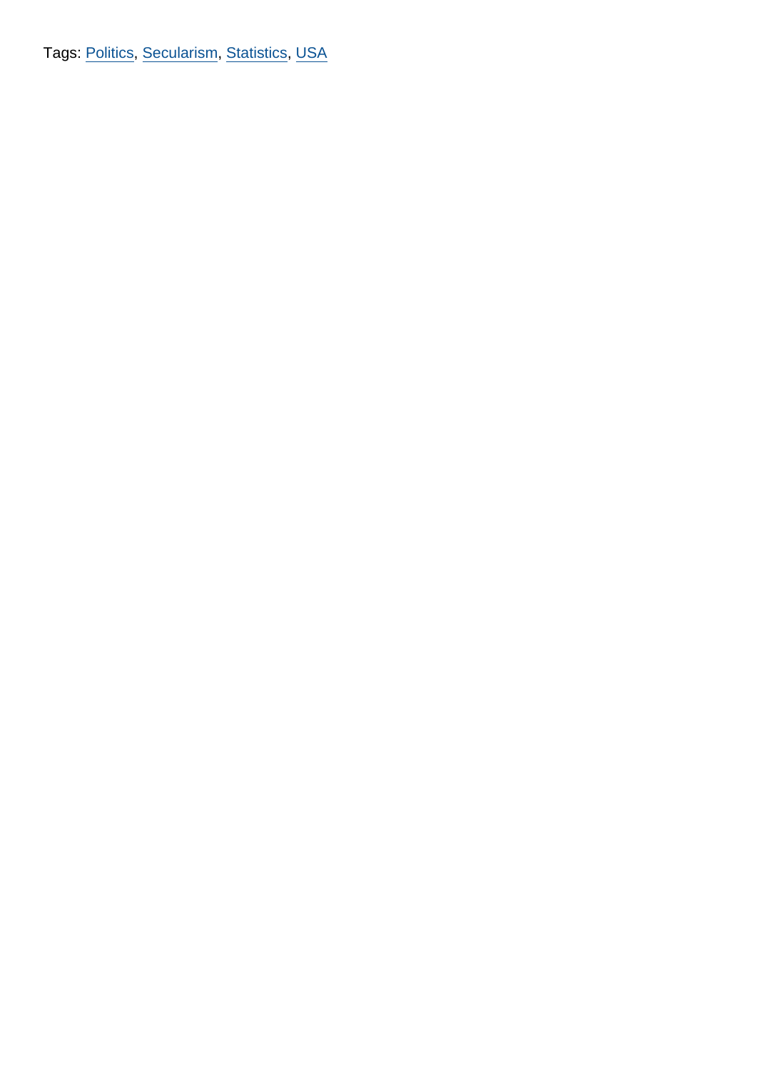Tags: Politics, Secularism, Statistics, USA